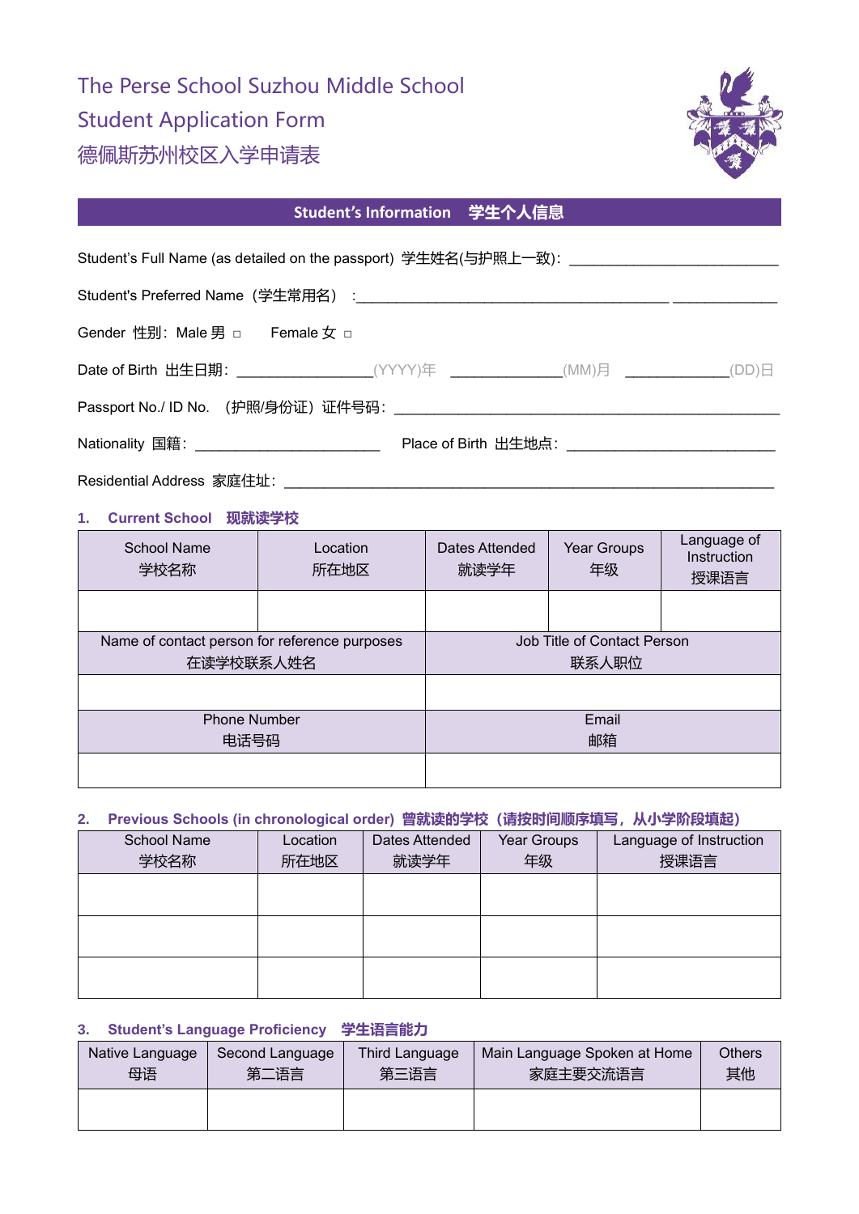# The Perse School Suzhou Middle School
# Student Application Form
# 德佩斯苏州校区入学申请表

## Student's Information 学生个人信息

Student's Full Name (as detailed on the passport) 学生姓名(与护照上一致)：___________________________

Student's Preferred Name（学生常用名）：__________________________________________ ______________

Gender 性别：Male 男 □  Female 女 □

Date of Birth 出生日期：_________________(YYYY)年 ______________(MM)月 _____________(DD)日

Passport No./ ID No. （护照/身份证）证件号码：__________________________________________________

Nationality 国籍：________________________  Place of Birth 出生地点：___________________________

Residential Address 家庭住址：_______________________________________________________________

### 1. Current School 现就读学校

| School Name 学校名称 | Location 所在地区 | Dates Attended 就读学年 | Year Groups 年级 | Language of Instruction 授课语言 |
|---|---|---|---|---|
| | | | | |

| Name of contact person for reference purposes 在读学校联系人姓名 | Job Title of Contact Person 联系人职位 |
|---|---|
| | |
| **Phone Number 电话号码** | **Email 邮箱** |
| | |

### 2. Previous Schools (in chronological order) 曾就读的学校（请按时间顺序填写，从小学阶段填起）

| School Name 学校名称 | Location 所在地区 | Dates Attended 就读学年 | Year Groups 年级 | Language of Instruction 授课语言 |
|---|---|---|---|---|
| | | | | |
| | | | | |
| | | | | |

### 3. Student's Language Proficiency 学生语言能力

| Native Language 母语 | Second Language 第二语言 | Third Language 第三语言 | Main Language Spoken at Home 家庭主要交流语言 | Others 其他 |
|---|---|---|---|---|
| | | | | |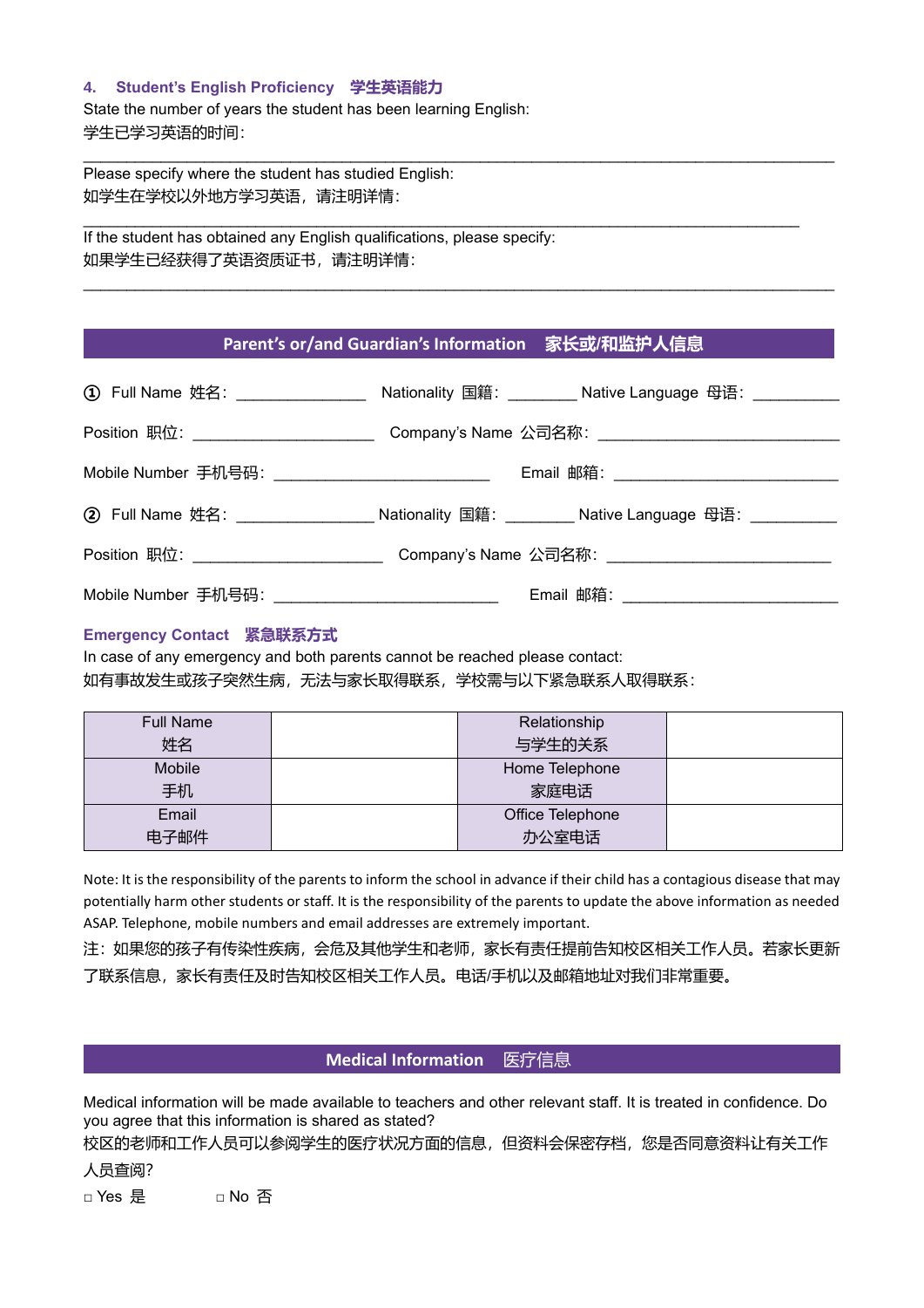### 4. Student's English Proficiency 学生英语能力

State the number of years the student has been learning English:
学生已学习英语的时间：

\_\_\_\_\_\_\_\_\_\_\_\_\_\_\_\_\_\_\_\_\_\_\_\_\_\_\_\_\_\_\_\_\_\_\_\_\_\_\_\_\_\_\_\_\_\_\_\_\_\_\_\_\_\_\_\_\_\_\_\_\_\_\_\_\_\_\_\_\_\_\_\_\_\_\_\_\_\_

Please specify where the student has studied English:
如学生在学校以外地方学习英语，请注明详情：

\_\_\_\_\_\_\_\_\_\_\_\_\_\_\_\_\_\_\_\_\_\_\_\_\_\_\_\_\_\_\_\_\_\_\_\_\_\_\_\_\_\_\_\_\_\_\_\_\_\_\_\_\_\_\_\_\_\_\_\_\_\_\_\_\_\_\_\_\_\_\_\_\_\_\_

If the student has obtained any English qualifications, please specify:
如果学生已经获得了英语资质证书，请注明详情：

\_\_\_\_\_\_\_\_\_\_\_\_\_\_\_\_\_\_\_\_\_\_\_\_\_\_\_\_\_\_\_\_\_\_\_\_\_\_\_\_\_\_\_\_\_\_\_\_\_\_\_\_\_\_\_\_\_\_\_\_\_\_\_\_\_\_\_\_\_\_\_\_\_\_\_\_\_\_

## Parent's or/and Guardian's Information 家长或/和监护人信息

① Full Name 姓名：\_\_\_\_\_\_\_\_\_\_\_\_\_\_ Nationality 国籍：\_\_\_\_\_\_\_\_ Native Language 母语：\_\_\_\_\_\_\_\_\_\_

Position 职位：\_\_\_\_\_\_\_\_\_\_\_\_\_\_\_\_\_\_\_\_ Company's Name 公司名称：\_\_\_\_\_\_\_\_\_\_\_\_\_\_\_\_\_\_\_\_\_\_\_\_\_\_

Mobile Number 手机号码：\_\_\_\_\_\_\_\_\_\_\_\_\_\_\_\_\_\_\_\_\_\_\_\_ Email 邮箱：\_\_\_\_\_\_\_\_\_\_\_\_\_\_\_\_\_\_\_\_\_\_\_\_\_

② Full Name 姓名：\_\_\_\_\_\_\_\_\_\_\_\_\_\_\_ Nationality 国籍：\_\_\_\_\_\_\_\_ Native Language 母语：\_\_\_\_\_\_\_\_\_\_

Position 职位：\_\_\_\_\_\_\_\_\_\_\_\_\_\_\_\_\_\_\_\_\_ Company's Name 公司名称：\_\_\_\_\_\_\_\_\_\_\_\_\_\_\_\_\_\_\_\_\_\_\_\_\_

Mobile Number 手机号码：\_\_\_\_\_\_\_\_\_\_\_\_\_\_\_\_\_\_\_\_\_\_\_\_\_ Email 邮箱：\_\_\_\_\_\_\_\_\_\_\_\_\_\_\_\_\_\_\_\_\_\_\_\_

### Emergency Contact 紧急联系方式

In case of any emergency and both parents cannot be reached please contact:
如有事故发生或孩子突然生病，无法与家长取得联系，学校需与以下紧急联系人取得联系：

| Full Name 姓名 | | Relationship 与学生的关系 | |
|---|---|---|---|
| Mobile 手机 | | Home Telephone 家庭电话 | |
| Email 电子邮件 | | Office Telephone 办公室电话 | |

Note: It is the responsibility of the parents to inform the school in advance if their child has a contagious disease that may potentially harm other students or staff. It is the responsibility of the parents to update the above information as needed ASAP. Telephone, mobile numbers and email addresses are extremely important.
注：如果您的孩子有传染性疾病，会危及其他学生和老师，家长有责任提前告知校区相关工作人员。若家长更新了联系信息，家长有责任及时告知校区相关工作人员。电话/手机以及邮箱地址对我们非常重要。

## Medical Information 医疗信息

Medical information will be made available to teachers and other relevant staff. It is treated in confidence. Do you agree that this information is shared as stated?
校区的老师和工作人员可以参阅学生的医疗状况方面的信息，但资料会保密存档，您是否同意资料让有关工作人员查阅?

□ Yes 是 □ No 否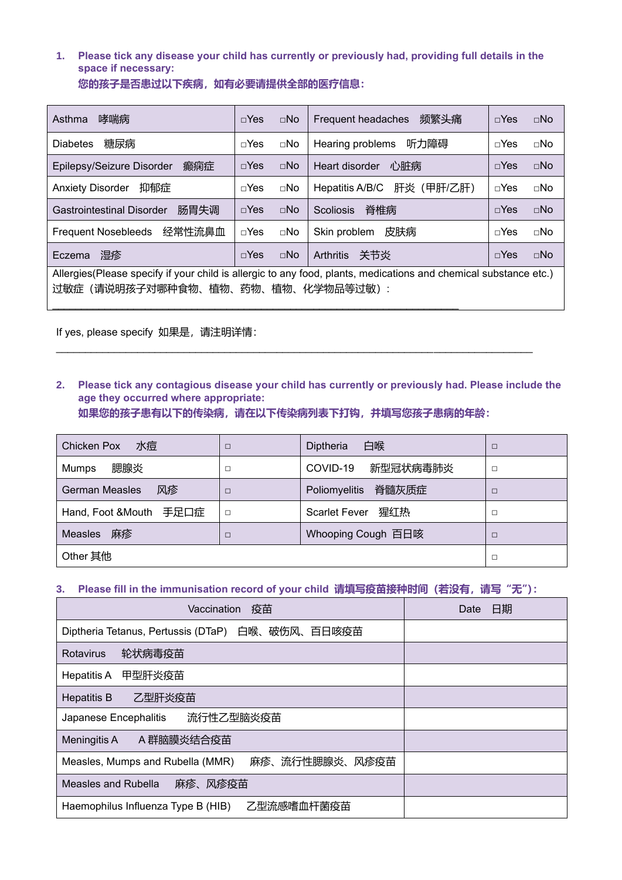1. **Please tick any disease your child has currently or previously had, providing full details in the space if necessary:**
   **您的孩子是否患过以下疾病，如有必要请提供全部的医疗信息：**

| Asthma 哮喘病 | □Yes □No | Frequent headaches 频繁头痛 | □Yes □No |
|---|---|---|---|
| Diabetes 糖尿病 | □Yes □No | Hearing problems 听力障碍 | □Yes □No |
| Epilepsy/Seizure Disorder 癫痫症 | □Yes □No | Heart disorder 心脏病 | □Yes □No |
| Anxiety Disorder 抑郁症 | □Yes □No | Hepatitis A/B/C 肝炎（甲肝/乙肝） | □Yes □No |
| Gastrointestinal Disorder 肠胃失调 | □Yes □No | Scoliosis 脊椎病 | □Yes □No |
| Frequent Nosebleeds 经常性流鼻血 | □Yes □No | Skin problem 皮肤病 | □Yes □No |
| Eczema 湿疹 | □Yes □No | Arthritis 关节炎 | □Yes □No |
| Allergies(Please specify if your child is allergic to any food, plants, medications and chemical substance etc.) 过敏症（请说明孩子对哪种食物、植物、药物、植物、化学物品等过敏）：\_\_\_\_\_\_\_\_\_\_\_\_\_\_\_\_\_\_\_\_\_\_\_\_\_\_\_\_\_\_\_\_\_\_\_\_\_\_\_\_\_\_\_\_\_\_\_\_\_\_\_\_\_\_\_\_\_\_\_\_\_\_ | | | |

If yes, please specify 如果是，请注明详情：

\_\_\_\_\_\_\_\_\_\_\_\_\_\_\_\_\_\_\_\_\_\_\_\_\_\_\_\_\_\_\_\_\_\_\_\_\_\_\_\_\_\_\_\_\_\_\_\_\_\_\_\_\_\_\_\_\_\_\_\_\_\_\_\_\_\_\_\_\_\_\_\_\_\_

2. **Please tick any contagious disease your child has currently or previously had. Please include the age they occurred where appropriate:**
   **如果您的孩子患有以下的传染病，请在以下传染病列表下打钩，并填写您孩子患病的年龄：**

| Chicken Pox 水痘 | □ | Diptheria 白喉 | □ |
|---|---|---|---|
| Mumps 腮腺炎 | □ | COVID-19 新型冠状病毒肺炎 | □ |
| German Measles 风疹 | □ | Poliomyelitis 脊髓灰质症 | □ |
| Hand, Foot &Mouth 手足口症 | □ | Scarlet Fever 猩红热 | □ |
| Measles 麻疹 | □ | Whooping Cough 百日咳 | □ |
| Other 其他 | | | □ |

3. **Please fill in the immunisation record of your child 请填写疫苗接种时间（若没有，请写"无"）：**

| Vaccination 疫苗 | Date 日期 |
|---|---|
| Diptheria Tetanus, Pertussis (DTaP) 白喉、破伤风、百日咳疫苗 | |
| Rotavirus 轮状病毒疫苗 | |
| Hepatitis A 甲型肝炎疫苗 | |
| Hepatitis B 乙型肝炎疫苗 | |
| Japanese Encephalitis 流行性乙型脑炎疫苗 | |
| Meningitis A A 群脑膜炎结合疫苗 | |
| Measles, Mumps and Rubella (MMR) 麻疹、流行性腮腺炎、风疹疫苗 | |
| Measles and Rubella 麻疹、风疹疫苗 | |
| Haemophilus Influenza Type B (HIB) 乙型流感嗜血杆菌疫苗 | |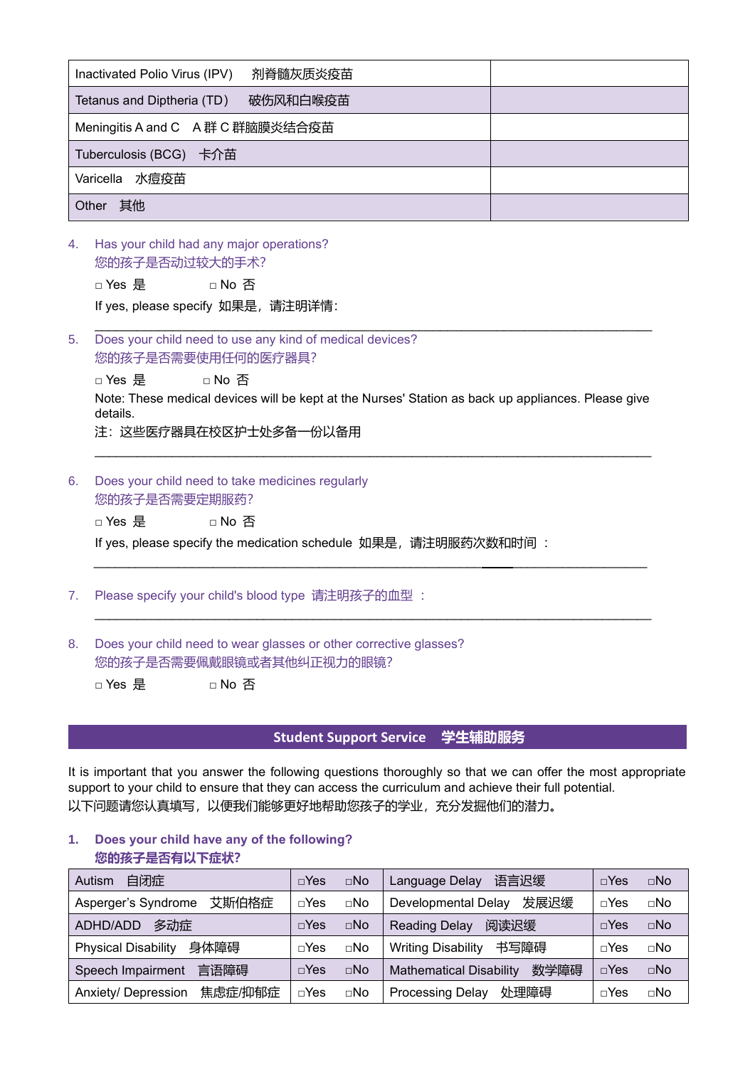| Inactivated Polio Virus (IPV)　剂脊髓灰质疫苗 | |
|---|---|
| Tetanus and Diptheria (TD)　破伤风和白喉疫苗 | |
| Meningitis A and C　A 群 C 群脑膜炎结合疫苗 | |
| Tuberculosis (BCG)　卡介苗 | |
| Varicella　水痘疫苗 | |
| Other　其他 | |

4. Has your child had any major operations?
   您的孩子是否动过较大的手术?

   □ Yes 是　　　□ No 否

   If yes, please specify 如果是，请注明详情:

   ___________________________________________________________________________

5. Does your child need to use any kind of medical devices?
   您的孩子是否需要使用任何的医疗器具?

   □ Yes 是　　　□ No 否

   Note: These medical devices will be kept at the Nurses' Station as back up appliances. Please give details.
   注：这些医疗器具在校区护士处多备一份以备用

   ___________________________________________________________________________

6. Does your child need to take medicines regularly
   您的孩子是否需要定期服药?

   □ Yes 是　　　□ No 否

   If yes, please specify the medication schedule 如果是，请注明服药次数和时间 ：

   ___________________________________________________________________________

7. Please specify your child's blood type 请注明孩子的血型 ：

   ___________________________________________________________________________

8. Does your child need to wear glasses or other corrective glasses?
   您的孩子是否需要佩戴眼镜或者其他纠正视力的眼镜?

   □ Yes 是　　　□ No 否

## Student Support Service　学生辅助服务

It is important that you answer the following questions thoroughly so that we can offer the most appropriate support to your child to ensure that they can access the curriculum and achieve their full potential.
以下问题请您认真填写，以便我们能够更好地帮助您孩子的学业，充分发掘他们的潜力。

**1. Does your child have any of the following?**
**您的孩子是否有以下症状?**

| Autism　自闭症 | □Yes　□No | Language Delay　语言迟缓 | □Yes　□No |
|---|---|---|---|
| Asperger's Syndrome　艾斯伯格症 | □Yes　□No | Developmental Delay　发展迟缓 | □Yes　□No |
| ADHD/ADD　多动症 | □Yes　□No | Reading Delay　阅读迟缓 | □Yes　□No |
| Physical Disability　身体障碍 | □Yes　□No | Writing Disability　书写障碍 | □Yes　□No |
| Speech Impairment　言语障碍 | □Yes　□No | Mathematical Disability　数学障碍 | □Yes　□No |
| Anxiety/ Depression　焦虑症/抑郁症 | □Yes　□No | Processing Delay　处理障碍 | □Yes　□No |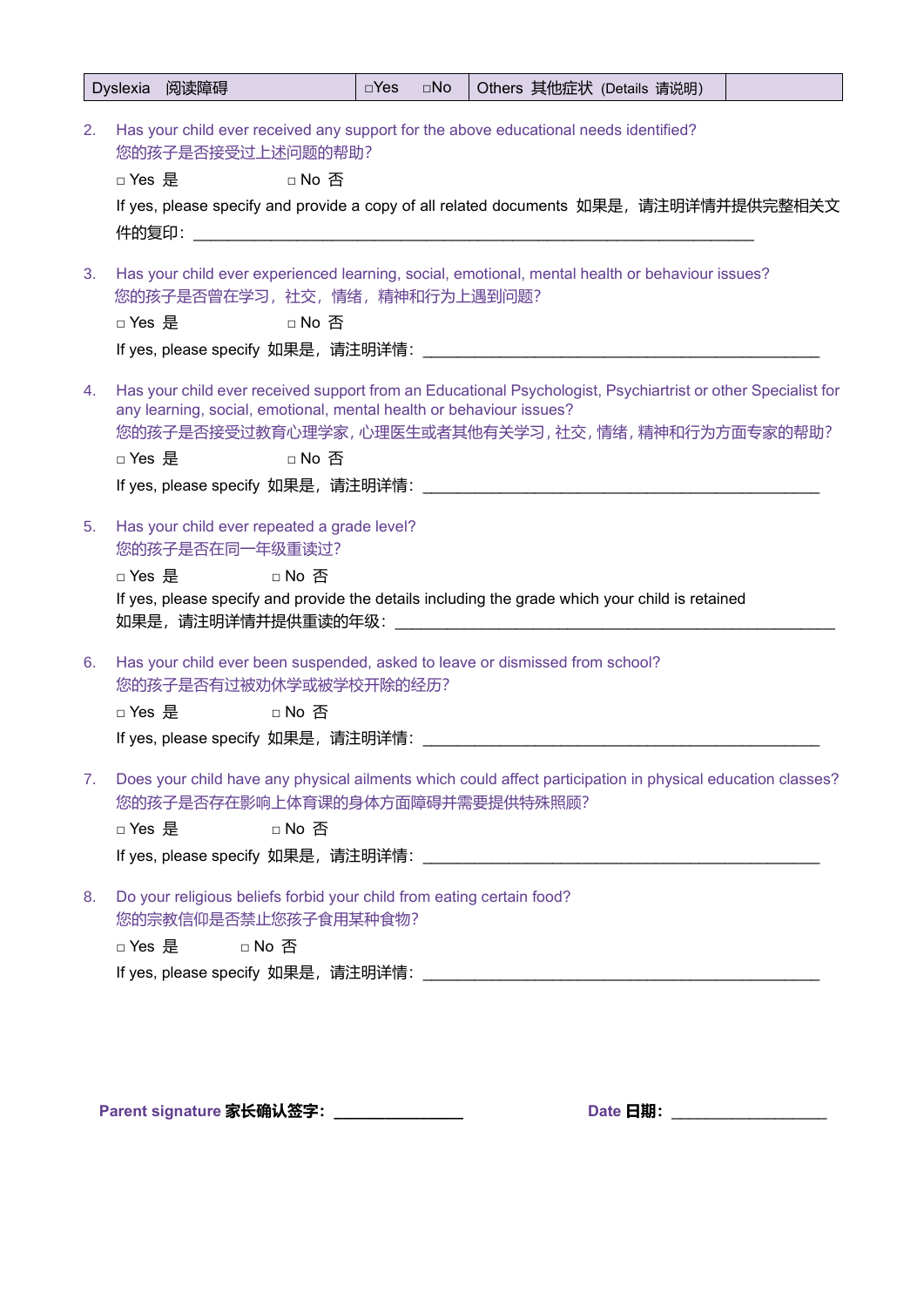| Dyslexia 阅读障碍 | □Yes □No | Others 其他症状 (Details 请说明) | |
|---|---|---|---|

2. Has your child ever received any support for the above educational needs identified?
   您的孩子是否接受过上述问题的帮助?

   □ Yes 是 □ No 否

   If yes, please specify and provide a copy of all related documents 如果是，请注明详情并提供完整相关文件的复印: ____________________________________________________________

3. Has your child ever experienced learning, social, emotional, mental health or behaviour issues?
   您的孩子是否曾在学习，社交，情绪，精神和行为上遇到问题?

   □ Yes 是 □ No 否

   If yes, please specify 如果是，请注明详情: ____________________________________________

4. Has your child ever received support from an Educational Psychologist, Psychiartrist or other Specialist for any learning, social, emotional, mental health or behaviour issues?
   您的孩子是否接受过教育心理学家, 心理医生或者其他有关学习, 社交, 情绪, 精神和行为方面专家的帮助?

   □ Yes 是 □ No 否

   If yes, please specify 如果是，请注明详情: ____________________________________________

5. Has your child ever repeated a grade level?
   您的孩子是否在同一年级重读过?

   □ Yes 是 □ No 否

   If yes, please specify and provide the details including the grade which your child is retained
   如果是，请注明详情并提供重读的年级: ________________________________________________

6. Has your child ever been suspended, asked to leave or dismissed from school?
   您的孩子是否有过被劝休学或被学校开除的经历?

   □ Yes 是 □ No 否

   If yes, please specify 如果是，请注明详情: ____________________________________________

7. Does your child have any physical ailments which could affect participation in physical education classes?
   您的孩子是否存在影响上体育课的身体方面障碍并需要提供特殊照顾?

   □ Yes 是 □ No 否

   If yes, please specify 如果是，请注明详情: ____________________________________________

8. Do your religious beliefs forbid your child from eating certain food?
   您的宗教信仰是否禁止您孩子食用某种食物?

   □ Yes 是 □ No 否

   If yes, please specify 如果是，请注明详情: ____________________________________________

**Parent signature 家长确认签字:** _______________ **Date 日期:** __________________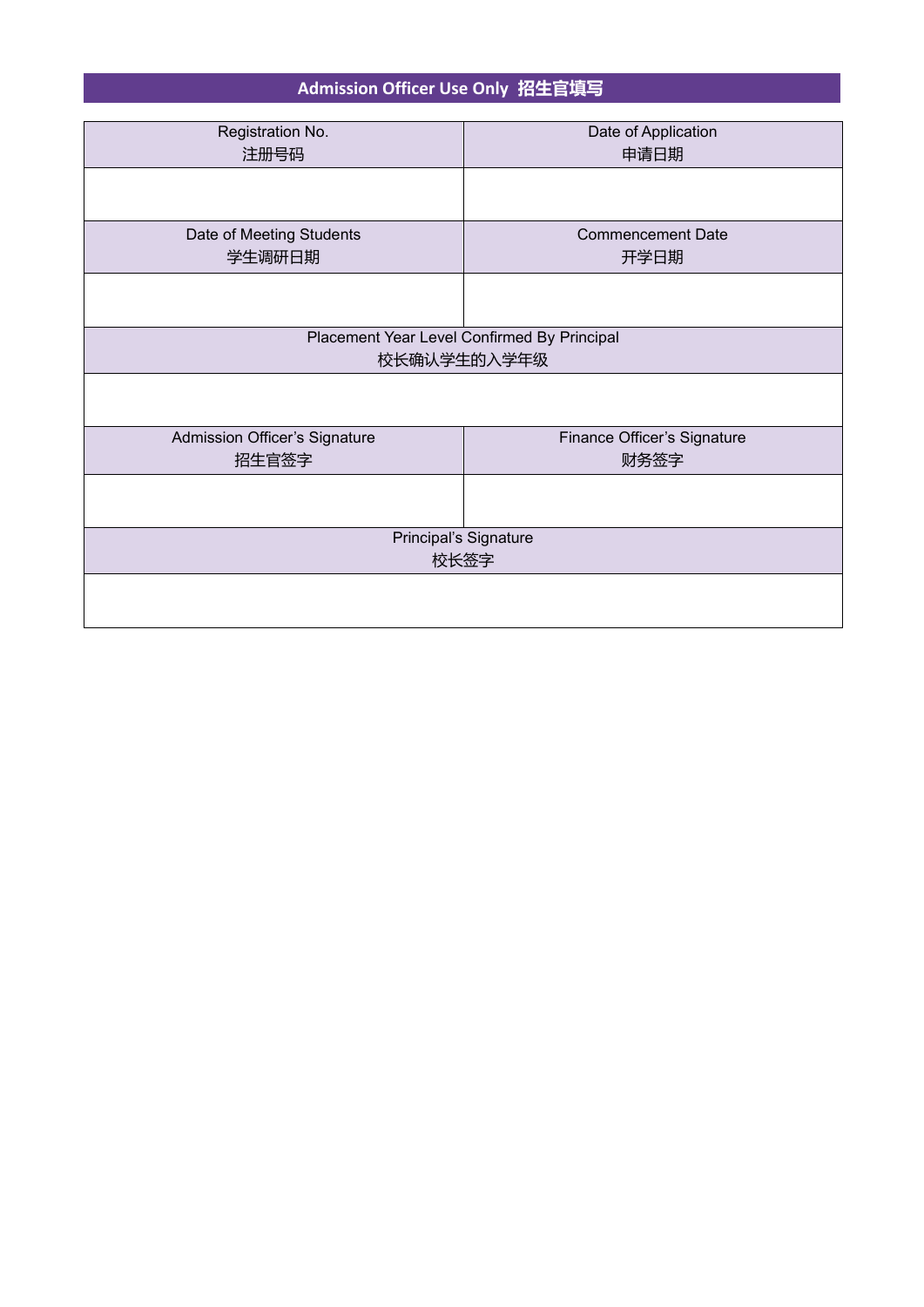## Admission Officer Use Only 招生官填写

| Registration No. 注册号码 | Date of Application 申请日期 |
|---|---|
| | |
| **Date of Meeting Students 学生调研日期** | **Commencement Date 开学日期** |
| | |
| **Placement Year Level Confirmed By Principal 校长确认学生的入学年级** | |
| | |
| **Admission Officer's Signature 招生官签字** | **Finance Officer's Signature 财务签字** |
| | |
| **Principal's Signature 校长签字** | |
| | |